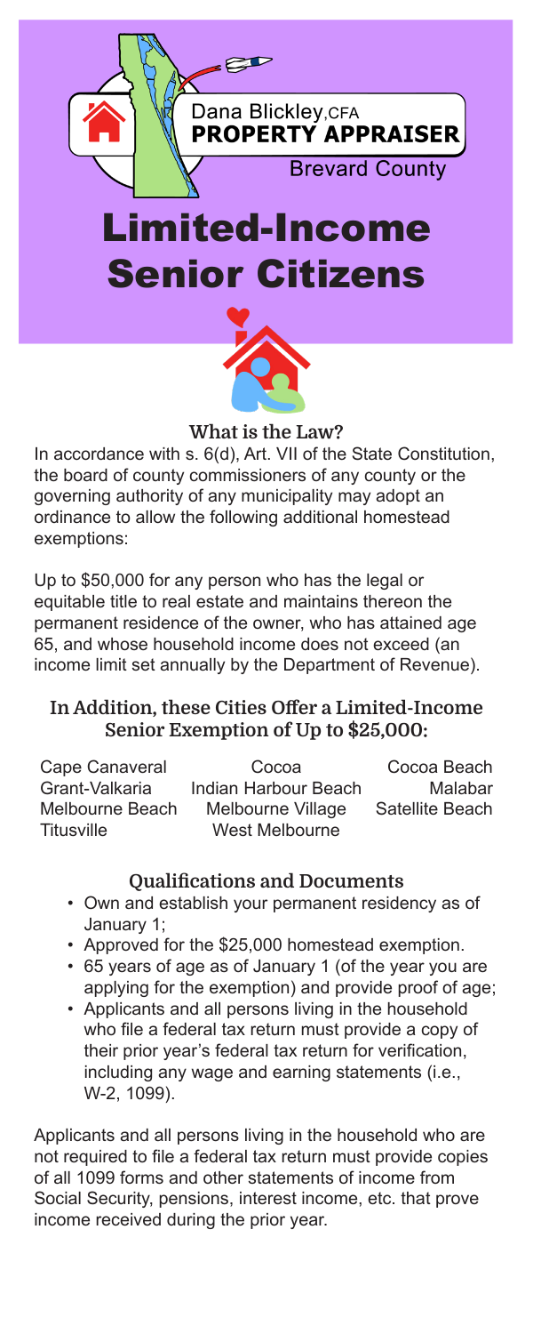Dana Blickley, CFA
**PROPERTY APPRAISER**
Brevard County

# Limited-Income Senior Citizens

## What is the Law?

In accordance with s. 6(d), Art. VII of the State Constitution, the board of county commissioners of any county or the governing authority of any municipality may adopt an ordinance to allow the following additional homestead exemptions:

Up to $50,000 for any person who has the legal or equitable title to real estate and maintains thereon the permanent residence of the owner, who has attained age 65, and whose household income does not exceed (an income limit set annually by the Department of Revenue).

## In Addition, these Cities Offer a Limited-Income Senior Exemption of Up to $25,000:

- Cape Canaveral
- Cocoa
- Cocoa Beach
- Grant-Valkaria
- Indian Harbour Beach
- Malabar
- Melbourne Beach
- Melbourne Village
- Satellite Beach
- Titusville
- West Melbourne

## Qualifications and Documents

- Own and establish your permanent residency as of January 1;
- Approved for the $25,000 homestead exemption.
- 65 years of age as of January 1 (of the year you are applying for the exemption) and provide proof of age;
- Applicants and all persons living in the household who file a federal tax return must provide a copy of their prior year's federal tax return for verification, including any wage and earning statements (i.e., W-2, 1099).

Applicants and all persons living in the household who are not required to file a federal tax return must provide copies of all 1099 forms and other statements of income from Social Security, pensions, interest income, etc. that prove income received during the prior year.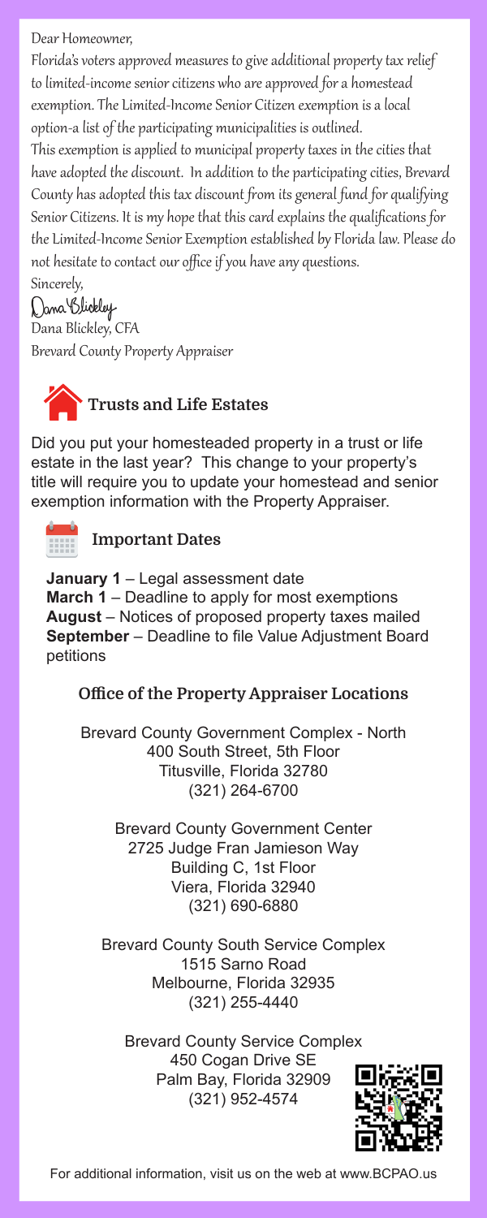Dear Homeowner,

Florida's voters approved measures to give additional property tax relief to limited-income senior citizens who are approved for a homestead exemption. The Limited-Income Senior Citizen exemption is a local option-a list of the participating municipalities is outlined.

This exemption is applied to municipal property taxes in the cities that have adopted the discount. In addition to the participating cities, Brevard County has adopted this tax discount from its general fund for qualifying Senior Citizens. It is my hope that this card explains the qualifications for the Limited-Income Senior Exemption established by Florida law. Please do not hesitate to contact our office if you have any questions.

Sincerely,

Dana Blickley

Dana Blickley, CFA
Brevard County Property Appraiser

## Trusts and Life Estates

Did you put your homesteaded property in a trust or life estate in the last year? This change to your property's title will require you to update your homestead and senior exemption information with the Property Appraiser.

## Important Dates

**January 1** – Legal assessment date
**March 1** – Deadline to apply for most exemptions
**August** – Notices of proposed property taxes mailed
**September** – Deadline to file Value Adjustment Board petitions

## Office of the Property Appraiser Locations

Brevard County Government Complex - North
400 South Street, 5th Floor
Titusville, Florida 32780
(321) 264-6700

Brevard County Government Center
2725 Judge Fran Jamieson Way
Building C, 1st Floor
Viera, Florida 32940
(321) 690-6880

Brevard County South Service Complex
1515 Sarno Road
Melbourne, Florida 32935
(321) 255-4440

Brevard County Service Complex
450 Cogan Drive SE
Palm Bay, Florida 32909
(321) 952-4574

For additional information, visit us on the web at www.BCPAO.us